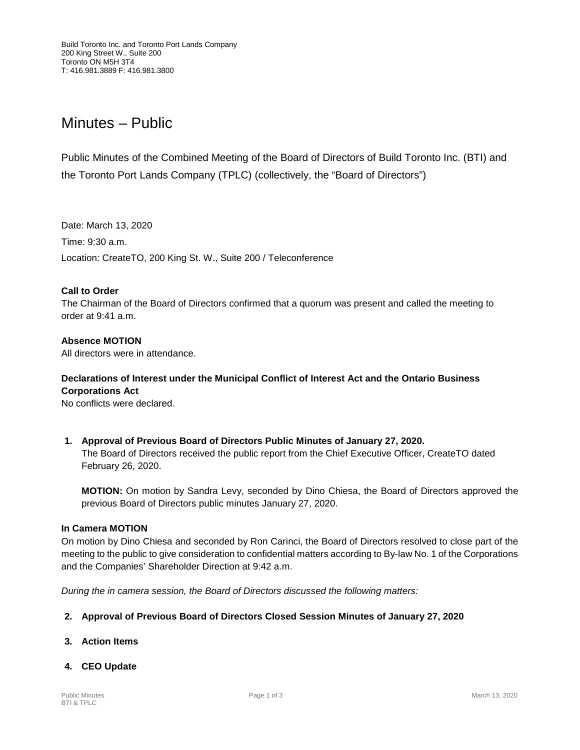Build Toronto Inc. and Toronto Port Lands Company
200 King Street W., Suite 200
Toronto ON M5H 3T4
T: 416.981.3889 F: 416.981.3800

# Minutes – Public

Public Minutes of the Combined Meeting of the Board of Directors of Build Toronto Inc. (BTI) and the Toronto Port Lands Company (TPLC) (collectively, the "Board of Directors")

Date: March 13, 2020

Time: 9:30 a.m.

Location: CreateTO, 200 King St. W., Suite 200 / Teleconference

**Call to Order**
The Chairman of the Board of Directors confirmed that a quorum was present and called the meeting to order at 9:41 a.m.

**Absence MOTION**
All directors were in attendance.

**Declarations of Interest under the Municipal Conflict of Interest Act and the Ontario Business Corporations Act**
No conflicts were declared.

1. **Approval of Previous Board of Directors Public Minutes of January 27, 2020.**
   The Board of Directors received the public report from the Chief Executive Officer, CreateTO dated February 26, 2020.

   **MOTION:** On motion by Sandra Levy, seconded by Dino Chiesa, the Board of Directors approved the previous Board of Directors public minutes January 27, 2020.

**In Camera MOTION**
On motion by Dino Chiesa and seconded by Ron Carinci, the Board of Directors resolved to close part of the meeting to the public to give consideration to confidential matters according to By-law No. 1 of the Corporations and the Companies' Shareholder Direction at 9:42 a.m.

*During the in camera session, the Board of Directors discussed the following matters:*

2. **Approval of Previous Board of Directors Closed Session Minutes of January 27, 2020**

3. **Action Items**

4. **CEO Update**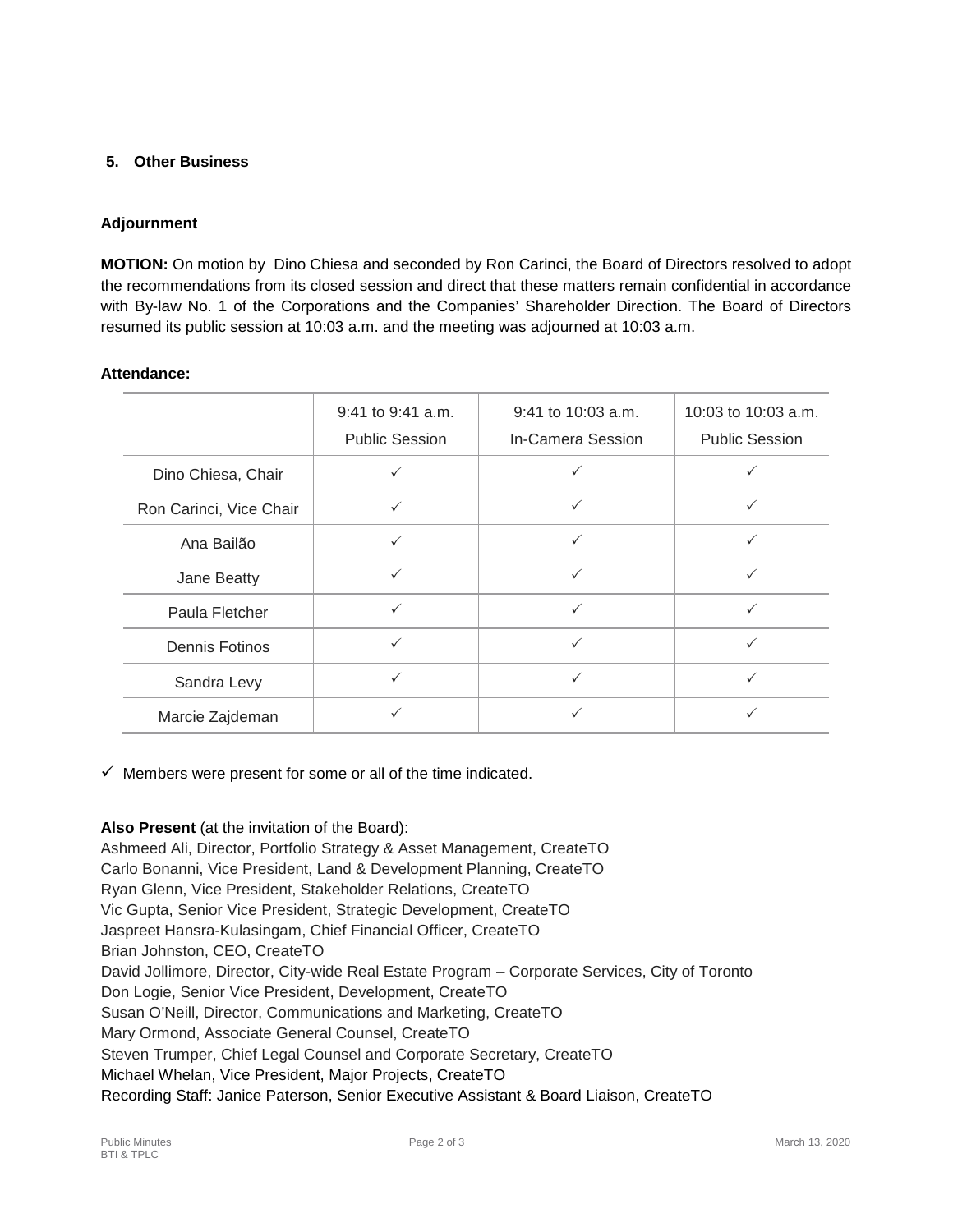## 5. Other Business

**Adjournment**

**MOTION:** On motion by Dino Chiesa and seconded by Ron Carinci, the Board of Directors resolved to adopt the recommendations from its closed session and direct that these matters remain confidential in accordance with By-law No. 1 of the Corporations and the Companies' Shareholder Direction. The Board of Directors resumed its public session at 10:03 a.m. and the meeting was adjourned at 10:03 a.m.

**Attendance:**

| | 9:41 to 9:41 a.m. Public Session | 9:41 to 10:03 a.m. In-Camera Session | 10:03 to 10:03 a.m. Public Session |
|---|---|---|---|
| Dino Chiesa, Chair | ✓ | ✓ | ✓ |
| Ron Carinci, Vice Chair | ✓ | ✓ | ✓ |
| Ana Bailão | ✓ | ✓ | ✓ |
| Jane Beatty | ✓ | ✓ | ✓ |
| Paula Fletcher | ✓ | ✓ | ✓ |
| Dennis Fotinos | ✓ | ✓ | ✓ |
| Sandra Levy | ✓ | ✓ | ✓ |
| Marcie Zajdeman | ✓ | ✓ | ✓ |

✓ Members were present for some or all of the time indicated.

**Also Present** (at the invitation of the Board):
Ashmeed Ali, Director, Portfolio Strategy & Asset Management, CreateTO
Carlo Bonanni, Vice President, Land & Development Planning, CreateTO
Ryan Glenn, Vice President, Stakeholder Relations, CreateTO
Vic Gupta, Senior Vice President, Strategic Development, CreateTO
Jaspreet Hansra-Kulasingam, Chief Financial Officer, CreateTO
Brian Johnston, CEO, CreateTO
David Jollimore, Director, City-wide Real Estate Program – Corporate Services, City of Toronto
Don Logie, Senior Vice President, Development, CreateTO
Susan O'Neill, Director, Communications and Marketing, CreateTO
Mary Ormond, Associate General Counsel, CreateTO
Steven Trumper, Chief Legal Counsel and Corporate Secretary, CreateTO
Michael Whelan, Vice President, Major Projects, CreateTO
Recording Staff: Janice Paterson, Senior Executive Assistant & Board Liaison, CreateTO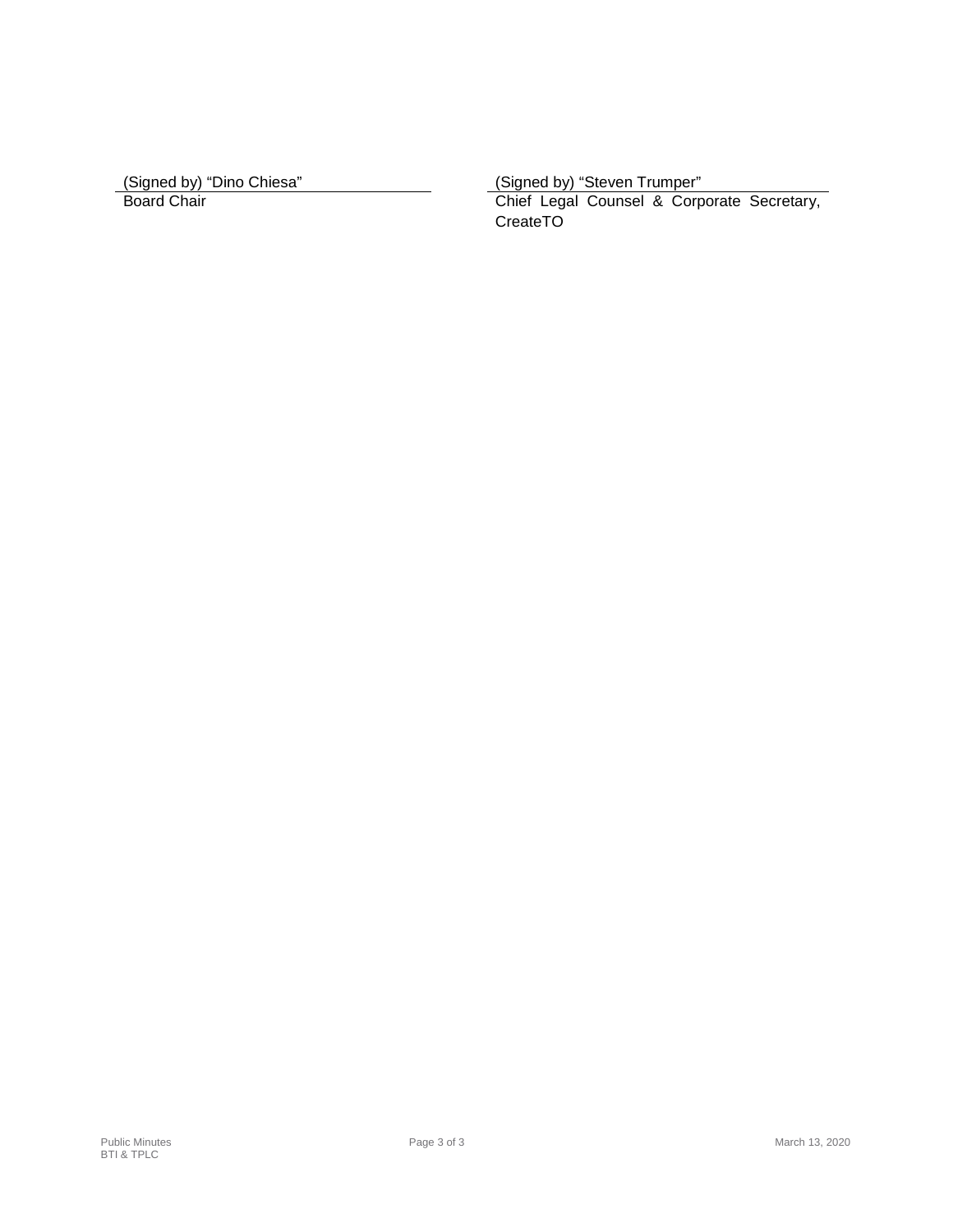(Signed by) "Dino Chiesa"
Board Chair

(Signed by) "Steven Trumper"
Chief Legal Counsel & Corporate Secretary, CreateTO